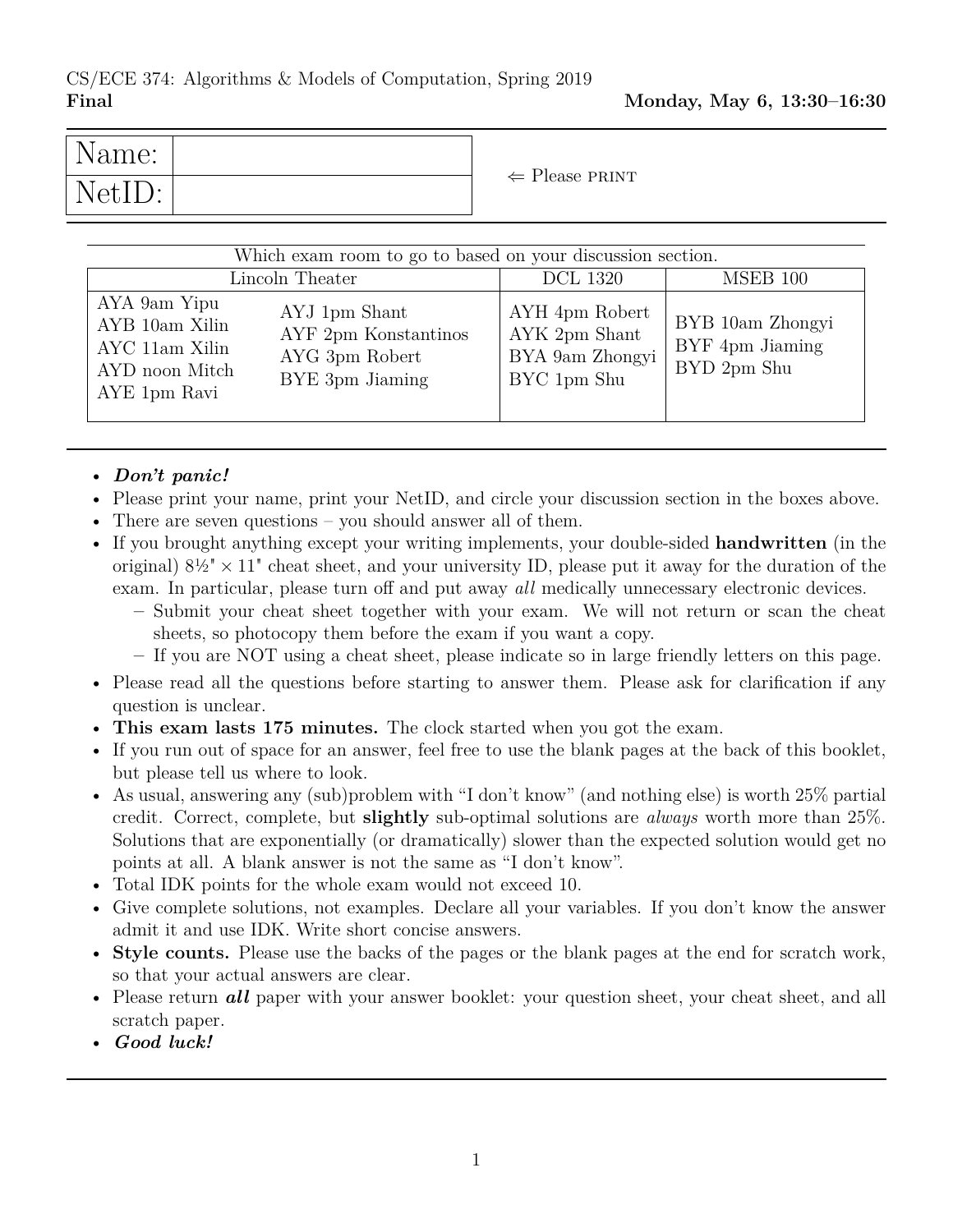CS/ECE 374: Algorithms & Models of Computation, Spring 2019

**Final** — **Monday, May 6, 13:30–16:30**

| Name: | |
|---|---|
| NetID: | |

⇐ Please PRINT

Which exam room to go to based on your discussion section.

| Lincoln Theater | | DCL 1320 | MSEB 100 |
|---|---|---|---|
| AYA 9am Yipu<br>AYB 10am Xilin<br>AYC 11am Xilin<br>AYD noon Mitch<br>AYE 1pm Ravi | AYJ 1pm Shant<br>AYF 2pm Konstantinos<br>AYG 3pm Robert<br>BYE 3pm Jiaming | AYH 4pm Robert<br>AYK 2pm Shant<br>BYA 9am Zhongyi<br>BYC 1pm Shu | BYB 10am Zhongyi<br>BYF 4pm Jiaming<br>BYD 2pm Shu |

- ***Don't panic!***
- Please print your name, print your NetID, and circle your discussion section in the boxes above.
- There are seven questions – you should answer all of them.
- If you brought anything except your writing implements, your double-sided **handwritten** (in the original) 8½" × 11" cheat sheet, and your university ID, please put it away for the duration of the exam. In particular, please turn off and put away *all* medically unnecessary electronic devices.
  - Submit your cheat sheet together with your exam. We will not return or scan the cheat sheets, so photocopy them before the exam if you want a copy.
  - If you are NOT using a cheat sheet, please indicate so in large friendly letters on this page.
- Please read all the questions before starting to answer them. Please ask for clarification if any question is unclear.
- **This exam lasts 175 minutes.** The clock started when you got the exam.
- If you run out of space for an answer, feel free to use the blank pages at the back of this booklet, but please tell us where to look.
- As usual, answering any (sub)problem with "I don't know" (and nothing else) is worth 25% partial credit. Correct, complete, but **slightly** sub-optimal solutions are *always* worth more than 25%. Solutions that are exponentially (or dramatically) slower than the expected solution would get no points at all. A blank answer is not the same as "I don't know".
- Total IDK points for the whole exam would not exceed 10.
- Give complete solutions, not examples. Declare all your variables. If you don't know the answer admit it and use IDK. Write short concise answers.
- **Style counts.** Please use the backs of the pages or the blank pages at the end for scratch work, so that your actual answers are clear.
- Please return ***all*** paper with your answer booklet: your question sheet, your cheat sheet, and all scratch paper.
- ***Good luck!***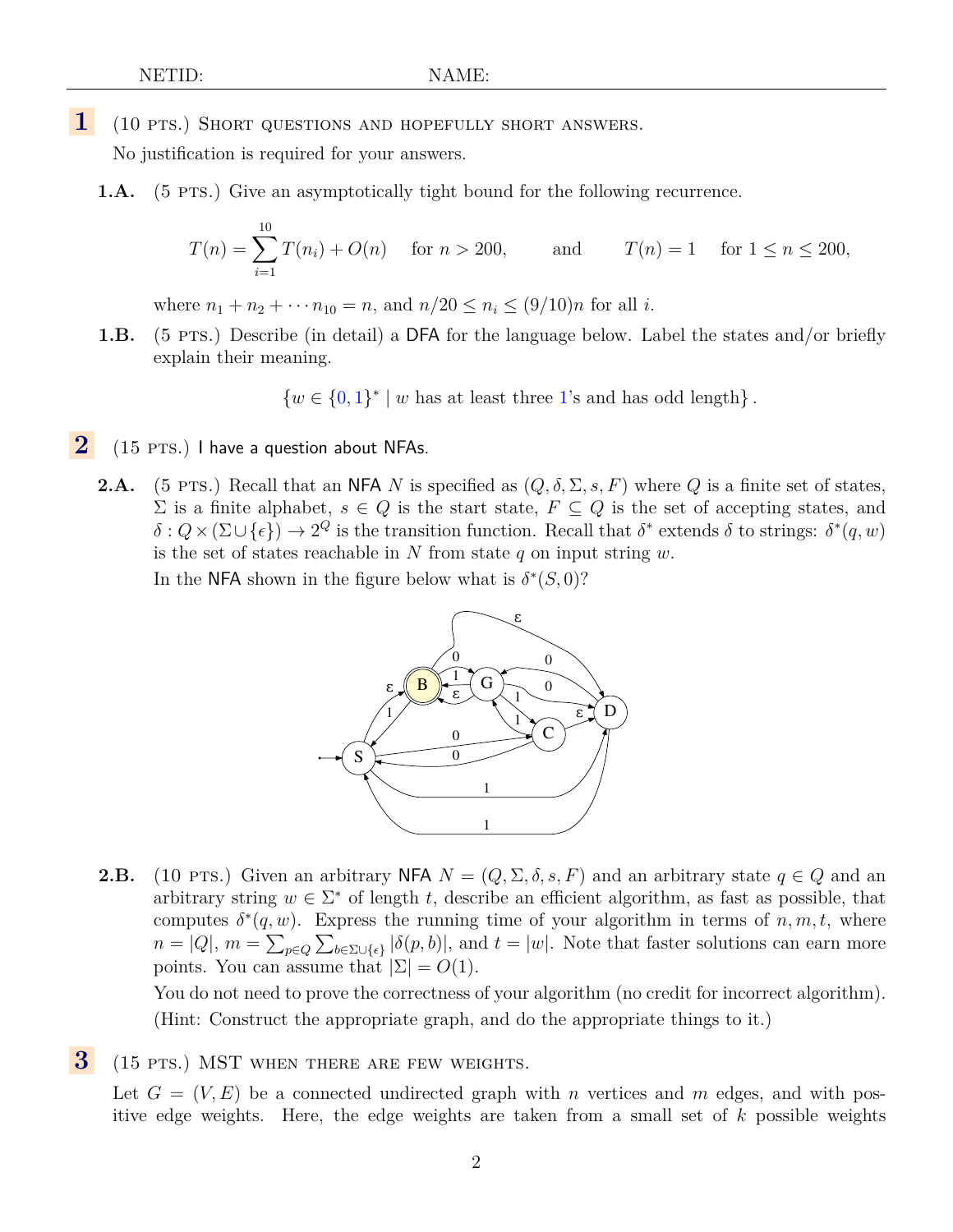NETID: NAME:

**1** (10 PTS.) SHORT QUESTIONS AND HOPEFULLY SHORT ANSWERS.

No justification is required for your answers.

**1.A.** (5 PTS.) Give an asymptotically tight bound for the following recurrence.

$$T(n) = \sum_{i=1}^{10} T(n_i) + O(n) \quad \text{for } n > 200, \qquad \text{and} \qquad T(n) = 1 \quad \text{for } 1 \le n \le 200,$$

where $n_1 + n_2 + \cdots n_{10} = n$, and $n/20 \le n_i \le (9/10)n$ for all $i$.

**1.B.** (5 PTS.) Describe (in detail) a DFA for the language below. Label the states and/or briefly explain their meaning.

$$\{w \in \{0, 1\}^* \mid w \text{ has at least three 1's and has odd length}\}.$$

**2** (15 PTS.) I have a question about NFAs.

**2.A.** (5 PTS.) Recall that an NFA $N$ is specified as $(Q, \delta, \Sigma, s, F)$ where $Q$ is a finite set of states, $\Sigma$ is a finite alphabet, $s \in Q$ is the start state, $F \subseteq Q$ is the set of accepting states, and $\delta : Q \times (\Sigma \cup \{\epsilon\}) \to 2^Q$ is the transition function. Recall that $\delta^*$ extends $\delta$ to strings: $\delta^*(q, w)$ is the set of states reachable in $N$ from state $q$ on input string $w$.

In the NFA shown in the figure below what is $\delta^*(S, 0)$?

**2.B.** (10 PTS.) Given an arbitrary NFA $N = (Q, \Sigma, \delta, s, F)$ and an arbitrary state $q \in Q$ and an arbitrary string $w \in \Sigma^*$ of length $t$, describe an efficient algorithm, as fast as possible, that computes $\delta^*(q, w)$. Express the running time of your algorithm in terms of $n, m, t$, where $n = |Q|$, $m = \sum_{p \in Q} \sum_{b \in \Sigma \cup \{\epsilon\}} |\delta(p, b)|$, and $t = |w|$. Note that faster solutions can earn more points. You can assume that $|\Sigma| = O(1)$.

You do not need to prove the correctness of your algorithm (no credit for incorrect algorithm). (Hint: Construct the appropriate graph, and do the appropriate things to it.)

**3** (15 PTS.) MST WHEN THERE ARE FEW WEIGHTS.

Let $G = (V, E)$ be a connected undirected graph with $n$ vertices and $m$ edges, and with positive edge weights. Here, the edge weights are taken from a small set of $k$ possible weights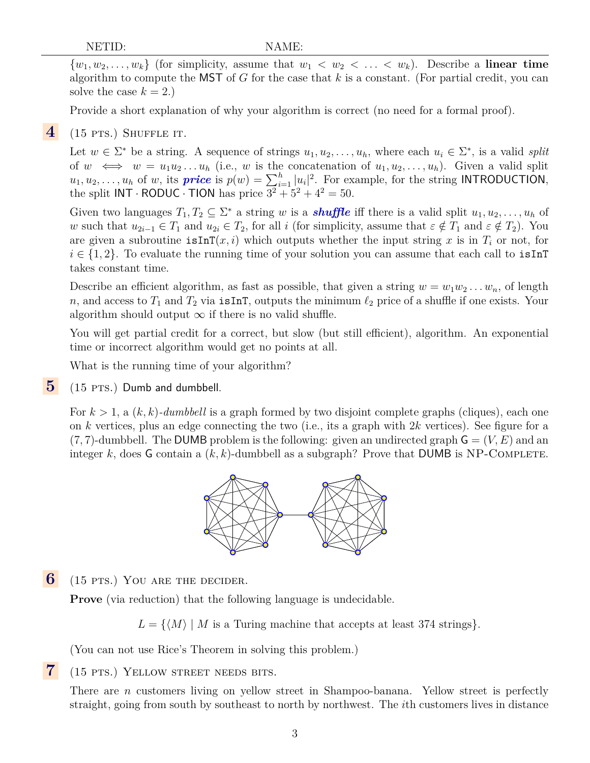$\{w_1, w_2, \ldots, w_k\}$ (for simplicity, assume that $w_1 < w_2 < \ldots < w_k$). Describe a **linear time** algorithm to compute the MST of $G$ for the case that $k$ is a constant. (For partial credit, you can solve the case $k = 2$.)

Provide a short explanation of why your algorithm is correct (no need for a formal proof).

**4** (15 PTS.) SHUFFLE IT.

Let $w \in \Sigma^*$ be a string. A sequence of strings $u_1, u_2, \ldots, u_h$, where each $u_i \in \Sigma^*$, is a valid *split* of $w \iff w = u_1 u_2 \ldots u_h$ (i.e., $w$ is the concatenation of $u_1, u_2, \ldots, u_h$). Given a valid split $u_1, u_2, \ldots, u_h$ of $w$, its ***price*** is $p(w) = \sum_{i=1}^{h} |u_i|^2$. For example, for the string INTRODUCTION, the split INT · RODUC · TION has price $3^2 + 5^2 + 4^2 = 50$.

Given two languages $T_1, T_2 \subseteq \Sigma^*$ a string $w$ is a ***shuffle*** iff there is a valid split $u_1, u_2, \ldots, u_h$ of $w$ such that $u_{2i-1} \in T_1$ and $u_{2i} \in T_2$, for all $i$ (for simplicity, assume that $\varepsilon \notin T_1$ and $\varepsilon \notin T_2$). You are given a subroutine `isInT`$(x, i)$ which outputs whether the input string $x$ is in $T_i$ or not, for $i \in \{1, 2\}$. To evaluate the running time of your solution you can assume that each call to `isInT` takes constant time.

Describe an efficient algorithm, as fast as possible, that given a string $w = w_1 w_2 \ldots w_n$, of length $n$, and access to $T_1$ and $T_2$ via `isInT`, outputs the minimum $\ell_2$ price of a shuffle if one exists. Your algorithm should output $\infty$ if there is no valid shuffle.

You will get partial credit for a correct, but slow (but still efficient), algorithm. An exponential time or incorrect algorithm would get no points at all.

What is the running time of your algorithm?

**5** (15 PTS.) Dumb and dumbbell.

For $k > 1$, a $(k, k)$-*dumbbell* is a graph formed by two disjoint complete graphs (cliques), each one on $k$ vertices, plus an edge connecting the two (i.e., its a graph with $2k$ vertices). See figure for a $(7, 7)$-dumbbell. The DUMB problem is the following: given an undirected graph $\mathsf{G} = (V, E)$ and an integer $k$, does $\mathsf{G}$ contain a $(k, k)$-dumbbell as a subgraph? Prove that DUMB is NP-COMPLETE.

**6** (15 PTS.) YOU ARE THE DECIDER.

**Prove** (via reduction) that the following language is undecidable.

$$L = \{\langle M \rangle \mid M \text{ is a Turing machine that accepts at least 374 strings}\}.$$

(You can not use Rice's Theorem in solving this problem.)

**7** (15 PTS.) YELLOW STREET NEEDS BITS.

There are $n$ customers living on yellow street in Shampoo-banana. Yellow street is perfectly straight, going from south by southeast to north by northwest. The $i$th customers lives in distance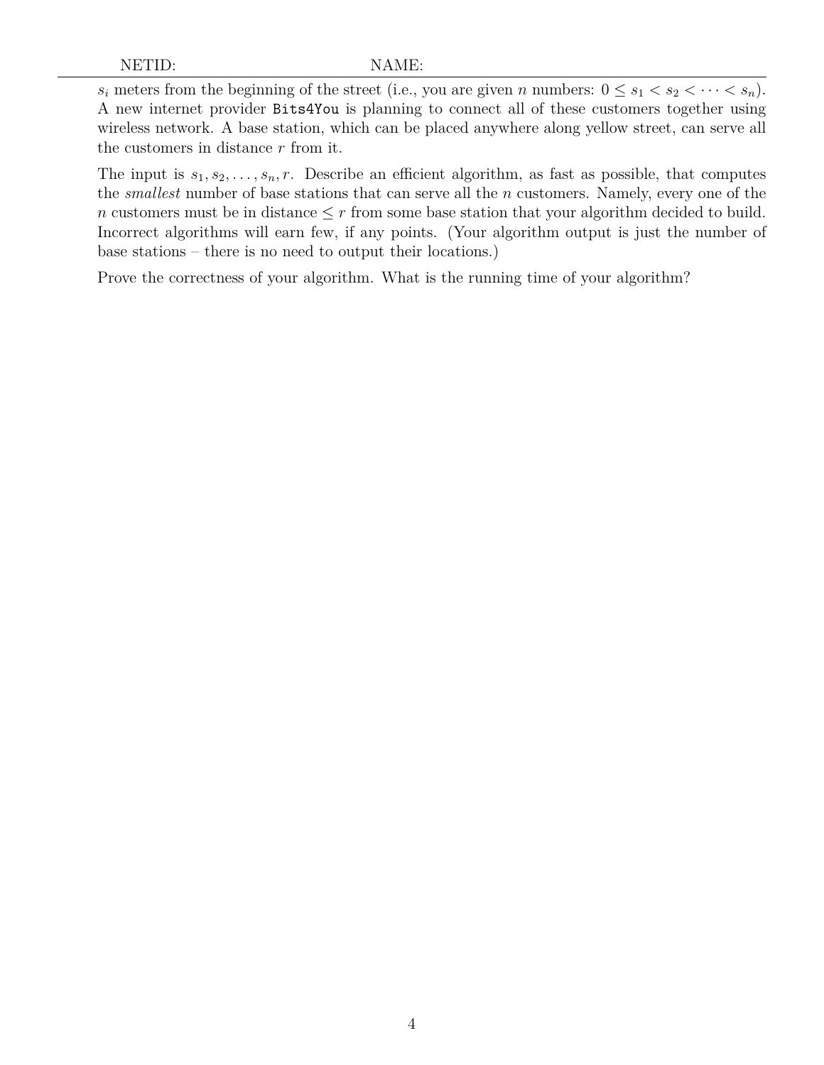$s_i$ meters from the beginning of the street (i.e., you are given $n$ numbers: $0 \le s_1 < s_2 < \cdots < s_n$). A new internet provider `Bits4You` is planning to connect all of these customers together using wireless network. A base station, which can be placed anywhere along yellow street, can serve all the customers in distance $r$ from it.

The input is $s_1, s_2, \ldots, s_n, r$. Describe an efficient algorithm, as fast as possible, that computes the *smallest* number of base stations that can serve all the $n$ customers. Namely, every one of the $n$ customers must be in distance $\le r$ from some base station that your algorithm decided to build. Incorrect algorithms will earn few, if any points. (Your algorithm output is just the number of base stations – there is no need to output their locations.)

Prove the correctness of your algorithm. What is the running time of your algorithm?